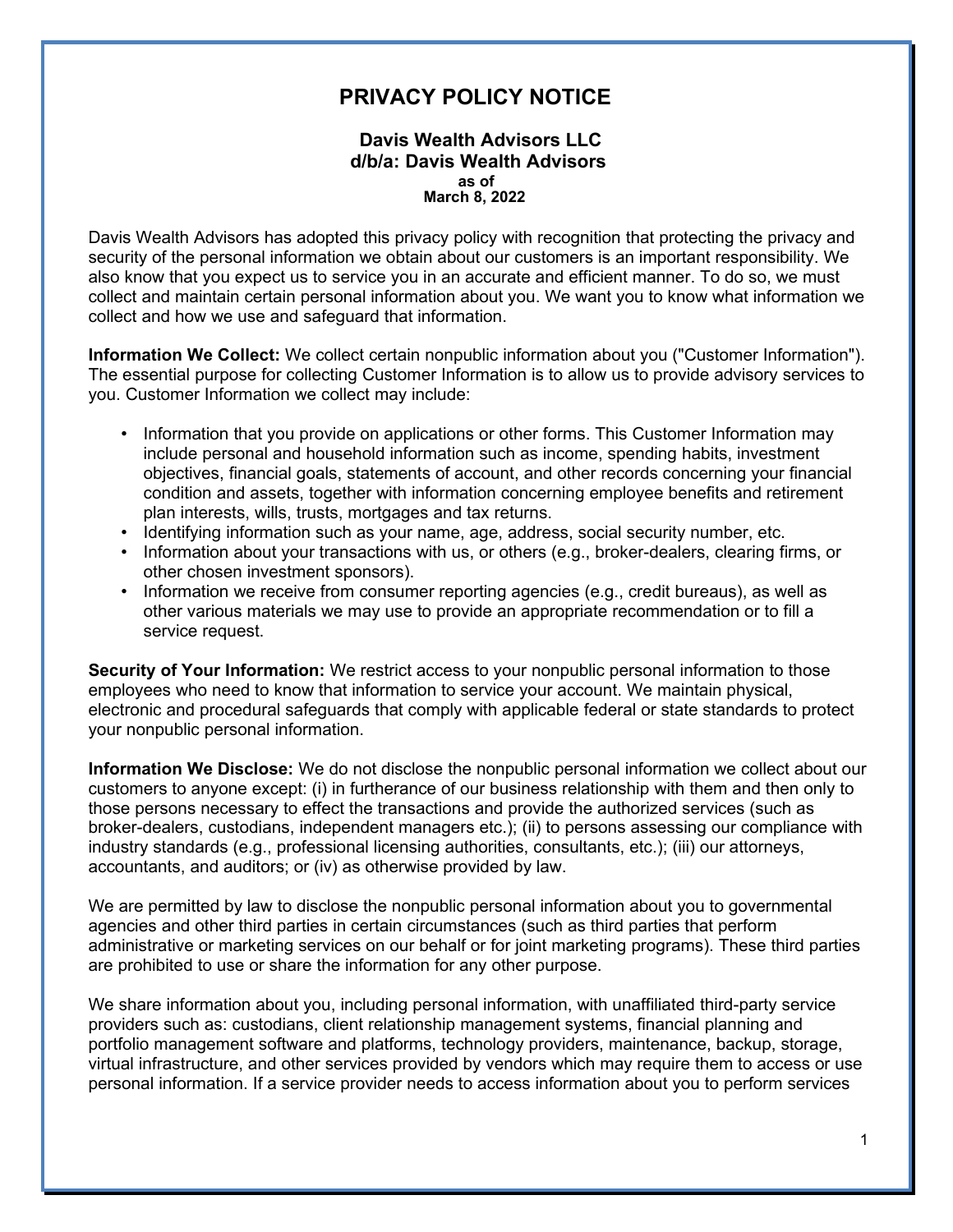# PRIVACY POLICY NOTICE

**Davis Wealth Advisors LLC**
**d/b/a: Davis Wealth Advisors**
**as of**
**March 8, 2022**

Davis Wealth Advisors has adopted this privacy policy with recognition that protecting the privacy and security of the personal information we obtain about our customers is an important responsibility. We also know that you expect us to service you in an accurate and efficient manner. To do so, we must collect and maintain certain personal information about you. We want you to know what information we collect and how we use and safeguard that information.

**Information We Collect:** We collect certain nonpublic information about you ("Customer Information"). The essential purpose for collecting Customer Information is to allow us to provide advisory services to you. Customer Information we collect may include:

- Information that you provide on applications or other forms. This Customer Information may include personal and household information such as income, spending habits, investment objectives, financial goals, statements of account, and other records concerning your financial condition and assets, together with information concerning employee benefits and retirement plan interests, wills, trusts, mortgages and tax returns.
- Identifying information such as your name, age, address, social security number, etc.
- Information about your transactions with us, or others (e.g., broker-dealers, clearing firms, or other chosen investment sponsors).
- Information we receive from consumer reporting agencies (e.g., credit bureaus), as well as other various materials we may use to provide an appropriate recommendation or to fill a service request.

**Security of Your Information:** We restrict access to your nonpublic personal information to those employees who need to know that information to service your account. We maintain physical, electronic and procedural safeguards that comply with applicable federal or state standards to protect your nonpublic personal information.

**Information We Disclose:** We do not disclose the nonpublic personal information we collect about our customers to anyone except: (i) in furtherance of our business relationship with them and then only to those persons necessary to effect the transactions and provide the authorized services (such as broker-dealers, custodians, independent managers etc.); (ii) to persons assessing our compliance with industry standards (e.g., professional licensing authorities, consultants, etc.); (iii) our attorneys, accountants, and auditors; or (iv) as otherwise provided by law.

We are permitted by law to disclose the nonpublic personal information about you to governmental agencies and other third parties in certain circumstances (such as third parties that perform administrative or marketing services on our behalf or for joint marketing programs). These third parties are prohibited to use or share the information for any other purpose.

We share information about you, including personal information, with unaffiliated third-party service providers such as: custodians, client relationship management systems, financial planning and portfolio management software and platforms, technology providers, maintenance, backup, storage, virtual infrastructure, and other services provided by vendors which may require them to access or use personal information. If a service provider needs to access information about you to perform services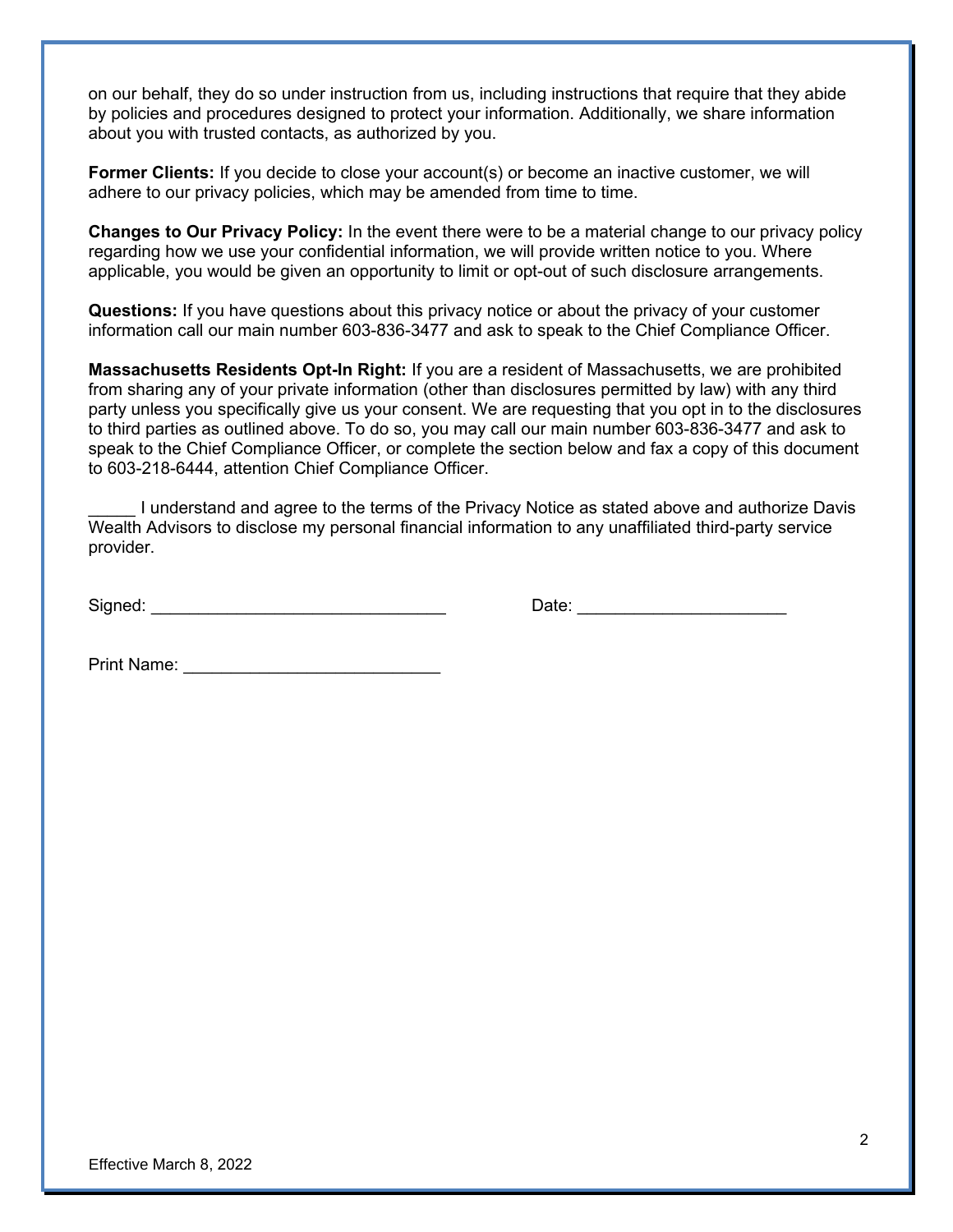on our behalf, they do so under instruction from us, including instructions that require that they abide by policies and procedures designed to protect your information. Additionally, we share information about you with trusted contacts, as authorized by you.

**Former Clients:** If you decide to close your account(s) or become an inactive customer, we will adhere to our privacy policies, which may be amended from time to time.

**Changes to Our Privacy Policy:** In the event there were to be a material change to our privacy policy regarding how we use your confidential information, we will provide written notice to you. Where applicable, you would be given an opportunity to limit or opt-out of such disclosure arrangements.

**Questions:** If you have questions about this privacy notice or about the privacy of your customer information call our main number 603-836-3477 and ask to speak to the Chief Compliance Officer.

**Massachusetts Residents Opt-In Right:** If you are a resident of Massachusetts, we are prohibited from sharing any of your private information (other than disclosures permitted by law) with any third party unless you specifically give us your consent. We are requesting that you opt in to the disclosures to third parties as outlined above. To do so, you may call our main number 603-836-3477 and ask to speak to the Chief Compliance Officer, or complete the section below and fax a copy of this document to 603-218-6444, attention Chief Compliance Officer.

_____ I understand and agree to the terms of the Privacy Notice as stated above and authorize Davis Wealth Advisors to disclose my personal financial information to any unaffiliated third-party service provider.

Signed: ______________________________ Date: _____________________

Print Name: __________________________

Effective March 8, 2022